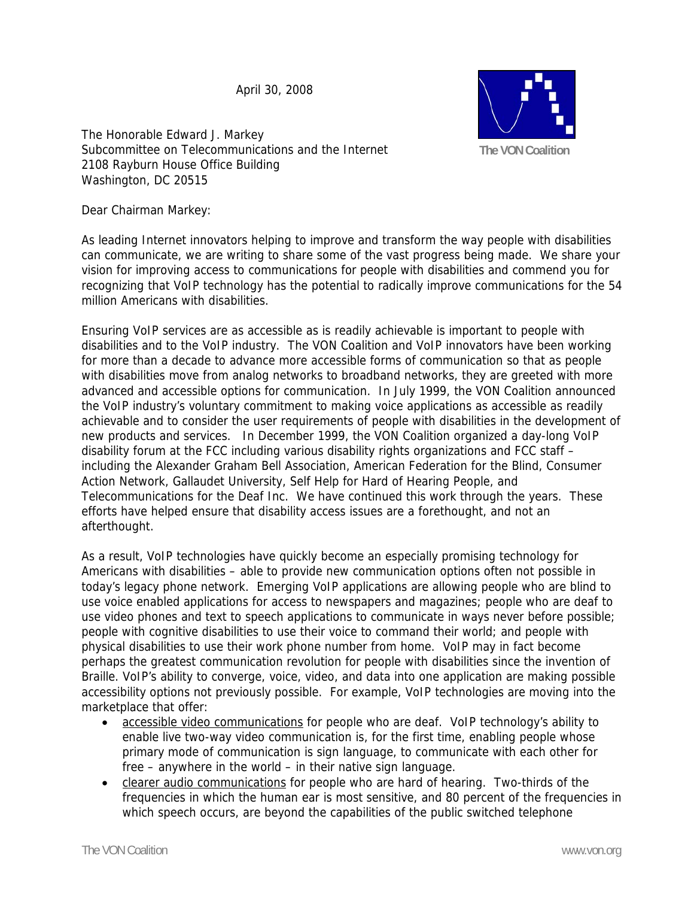April 30, 2008

The VON Coalition

The Honorable Edward J. Markey
Subcommittee on Telecommunications and the Internet
2108 Rayburn House Office Building
Washington, DC 20515

Dear Chairman Markey:

As leading Internet innovators helping to improve and transform the way people with disabilities can communicate, we are writing to share some of the vast progress being made. We share your vision for improving access to communications for people with disabilities and commend you for recognizing that VoIP technology has the potential to radically improve communications for the 54 million Americans with disabilities.

Ensuring VoIP services are as accessible as is readily achievable is important to people with disabilities and to the VoIP industry. The VON Coalition and VoIP innovators have been working for more than a decade to advance more accessible forms of communication so that as people with disabilities move from analog networks to broadband networks, they are greeted with more advanced and accessible options for communication. In July 1999, the VON Coalition announced the VoIP industry's voluntary commitment to making voice applications as accessible as readily achievable and to consider the user requirements of people with disabilities in the development of new products and services. In December 1999, the VON Coalition organized a day-long VoIP disability forum at the FCC including various disability rights organizations and FCC staff – including the Alexander Graham Bell Association, American Federation for the Blind, Consumer Action Network, Gallaudet University, Self Help for Hard of Hearing People, and Telecommunications for the Deaf Inc. We have continued this work through the years. These efforts have helped ensure that disability access issues are a forethought, and not an afterthought.

As a result, VoIP technologies have quickly become an especially promising technology for Americans with disabilities – able to provide new communication options often not possible in today's legacy phone network. Emerging VoIP applications are allowing people who are blind to use voice enabled applications for access to newspapers and magazines; people who are deaf to use video phones and text to speech applications to communicate in ways never before possible; people with cognitive disabilities to use their voice to command their world; and people with physical disabilities to use their work phone number from home. VoIP may in fact become perhaps the greatest communication revolution for people with disabilities since the invention of Braille. VoIP's ability to converge, voice, video, and data into one application are making possible accessibility options not previously possible. For example, VoIP technologies are moving into the marketplace that offer:

- accessible video communications for people who are deaf. VoIP technology's ability to enable live two-way video communication is, for the first time, enabling people whose primary mode of communication is sign language, to communicate with each other for free – anywhere in the world – in their native sign language.
- clearer audio communications for people who are hard of hearing. Two-thirds of the frequencies in which the human ear is most sensitive, and 80 percent of the frequencies in which speech occurs, are beyond the capabilities of the public switched telephone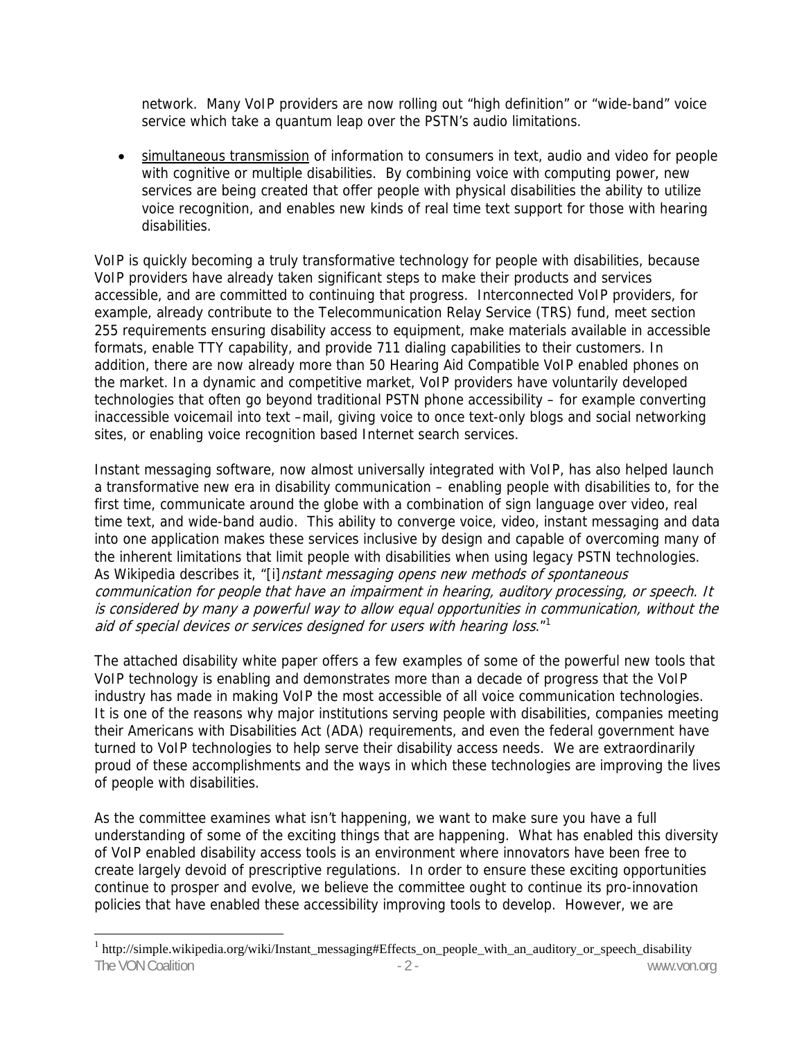network. Many VoIP providers are now rolling out "high definition" or "wide-band" voice service which take a quantum leap over the PSTN's audio limitations.

- simultaneous transmission of information to consumers in text, audio and video for people with cognitive or multiple disabilities. By combining voice with computing power, new services are being created that offer people with physical disabilities the ability to utilize voice recognition, and enables new kinds of real time text support for those with hearing disabilities.

VoIP is quickly becoming a truly transformative technology for people with disabilities, because VoIP providers have already taken significant steps to make their products and services accessible, and are committed to continuing that progress. Interconnected VoIP providers, for example, already contribute to the Telecommunication Relay Service (TRS) fund, meet section 255 requirements ensuring disability access to equipment, make materials available in accessible formats, enable TTY capability, and provide 711 dialing capabilities to their customers. In addition, there are now already more than 50 Hearing Aid Compatible VoIP enabled phones on the market. In a dynamic and competitive market, VoIP providers have voluntarily developed technologies that often go beyond traditional PSTN phone accessibility – for example converting inaccessible voicemail into text –mail, giving voice to once text-only blogs and social networking sites, or enabling voice recognition based Internet search services.

Instant messaging software, now almost universally integrated with VoIP, has also helped launch a transformative new era in disability communication – enabling people with disabilities to, for the first time, communicate around the globe with a combination of sign language over video, real time text, and wide-band audio. This ability to converge voice, video, instant messaging and data into one application makes these services inclusive by design and capable of overcoming many of the inherent limitations that limit people with disabilities when using legacy PSTN technologies. As Wikipedia describes it, "[i]*nstant messaging opens new methods of spontaneous communication for people that have an impairment in hearing, auditory processing, or speech. It is considered by many a powerful way to allow equal opportunities in communication, without the aid of special devices or services designed for users with hearing loss*."[1]

The attached disability white paper offers a few examples of some of the powerful new tools that VoIP technology is enabling and demonstrates more than a decade of progress that the VoIP industry has made in making VoIP the most accessible of all voice communication technologies. It is one of the reasons why major institutions serving people with disabilities, companies meeting their Americans with Disabilities Act (ADA) requirements, and even the federal government have turned to VoIP technologies to help serve their disability access needs. We are extraordinarily proud of these accomplishments and the ways in which these technologies are improving the lives of people with disabilities.

As the committee examines what isn't happening, we want to make sure you have a full understanding of some of the exciting things that are happening. What has enabled this diversity of VoIP enabled disability access tools is an environment where innovators have been free to create largely devoid of prescriptive regulations. In order to ensure these exciting opportunities continue to prosper and evolve, we believe the committee ought to continue its pro-innovation policies that have enabled these accessibility improving tools to develop. However, we are

[1] http://simple.wikipedia.org/wiki/Instant_messaging#Effects_on_people_with_an_auditory_or_speech_disability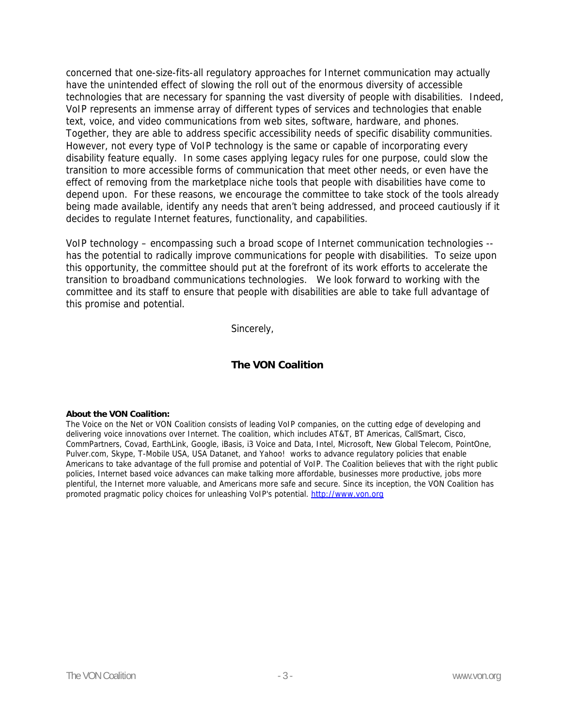concerned that one-size-fits-all regulatory approaches for Internet communication may actually have the unintended effect of slowing the roll out of the enormous diversity of accessible technologies that are necessary for spanning the vast diversity of people with disabilities. Indeed, VoIP represents an immense array of different types of services and technologies that enable text, voice, and video communications from web sites, software, hardware, and phones. Together, they are able to address specific accessibility needs of specific disability communities. However, not every type of VoIP technology is the same or capable of incorporating every disability feature equally. In some cases applying legacy rules for one purpose, could slow the transition to more accessible forms of communication that meet other needs, or even have the effect of removing from the marketplace niche tools that people with disabilities have come to depend upon. For these reasons, we encourage the committee to take stock of the tools already being made available, identify any needs that aren't being addressed, and proceed cautiously if it decides to regulate Internet features, functionality, and capabilities.

VoIP technology – encompassing such a broad scope of Internet communication technologies -- has the potential to radically improve communications for people with disabilities. To seize upon this opportunity, the committee should put at the forefront of its work efforts to accelerate the transition to broadband communications technologies. We look forward to working with the committee and its staff to ensure that people with disabilities are able to take full advantage of this promise and potential.

Sincerely,

**The VON Coalition**

**About the VON Coalition:**

The Voice on the Net or VON Coalition consists of leading VoIP companies, on the cutting edge of developing and delivering voice innovations over Internet. The coalition, which includes AT&T, BT Americas, CallSmart, Cisco, CommPartners, Covad, EarthLink, Google, iBasis, i3 Voice and Data, Intel, Microsoft, New Global Telecom, PointOne, Pulver.com, Skype, T-Mobile USA, USA Datanet, and Yahoo! works to advance regulatory policies that enable Americans to take advantage of the full promise and potential of VoIP. The Coalition believes that with the right public policies, Internet based voice advances can make talking more affordable, businesses more productive, jobs more plentiful, the Internet more valuable, and Americans more safe and secure. Since its inception, the VON Coalition has promoted pragmatic policy choices for unleashing VoIP's potential. http://www.von.org